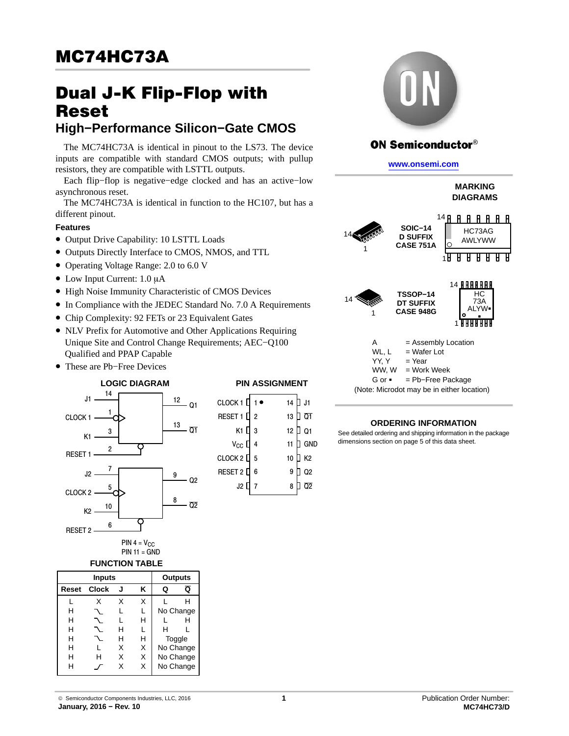# MC74HC73A

# Dual J-K Flip-Flop with Reset

## High−Performance Silicon−Gate CMOS

The MC74HC73A is identical in pinout to the LS73. The device inputs are compatible with standard CMOS outputs; with pullup resistors, they are compatible with LSTTL outputs.

Each flip−flop is negative−edge clocked and has an active−low asynchronous reset.

The MC74HC73A is identical in function to the HC107, but has a different pinout.

### Features

- Output Drive Capability: 10 LSTTL Loads
- Outputs Directly Interface to CMOS, NMOS, and TTL
- Operating Voltage Range: 2.0 to 6.0 V
- Low Input Current: 1.0 μA
- High Noise Immunity Characteristic of CMOS Devices
- In Compliance with the JEDEC Standard No. 7.0 A Requirements
- Chip Complexity: 92 FETs or 23 Equivalent Gates
- NLV Prefix for Automotive and Other Applications Requiring Unique Site and Control Change Requirements; AEC−Q100 Qualified and PPAP Capable
- These are Pb−Free Devices

### LOGIC DIAGRAM

J1 (14), CLOCK 1 (1), K1 (3), RESET 1 (2) → Q1 (12), $\overline{Q1}$ (13)

J2 (7), CLOCK 2 (5), K2 (10), RESET 2 (6) → Q2 (9), $\overline{Q2}$ (8)

PIN 4 = $V_{CC}$
PIN 11 = GND

### PIN ASSIGNMENT

| Pin | Name | Pin | Name |
|---|---|---|---|
| 1 | CLOCK 1 | 14 | J1 |
| 2 | RESET 1 | 13 | $\overline{Q1}$ |
| 3 | K1 | 12 | Q1 |
| 4 | $V_{CC}$ | 11 | GND |
| 5 | CLOCK 2 | 10 | K2 |
| 6 | RESET 2 | 9 | Q2 |
| 7 | J2 | 8 | $\overline{Q2}$ |

### FUNCTION TABLE

| Inputs | | | | Outputs | |
|---|---|---|---|---|---|
| Reset | Clock | J | K | Q | $\overline{Q}$ |
| L | X | X | X | L | H |
| H | ↘ | L | L | No Change | |
| H | ↘ | L | H | L | H |
| H | ↘ | H | L | H | L |
| H | ↘ | H | H | Toggle | |
| H | L | X | X | No Change | |
| H | H | X | X | No Change | |
| H | ↗ | X | X | No Change | |

**ON Semiconductor®**

**www.onsemi.com**

### MARKING DIAGRAMS

SOIC−14
D SUFFIX
CASE 751A

HC73AG
AWLYWW

TSSOP−14
DT SUFFIX
CASE 948G

HC
73A
ALYW▪
▪

A = Assembly Location
WL, L = Wafer Lot
YY, Y = Year
WW, W = Work Week
G or ▪ = Pb−Free Package
(Note: Microdot may be in either location)

### ORDERING INFORMATION

See detailed ordering and shipping information in the package dimensions section on page 5 of this data sheet.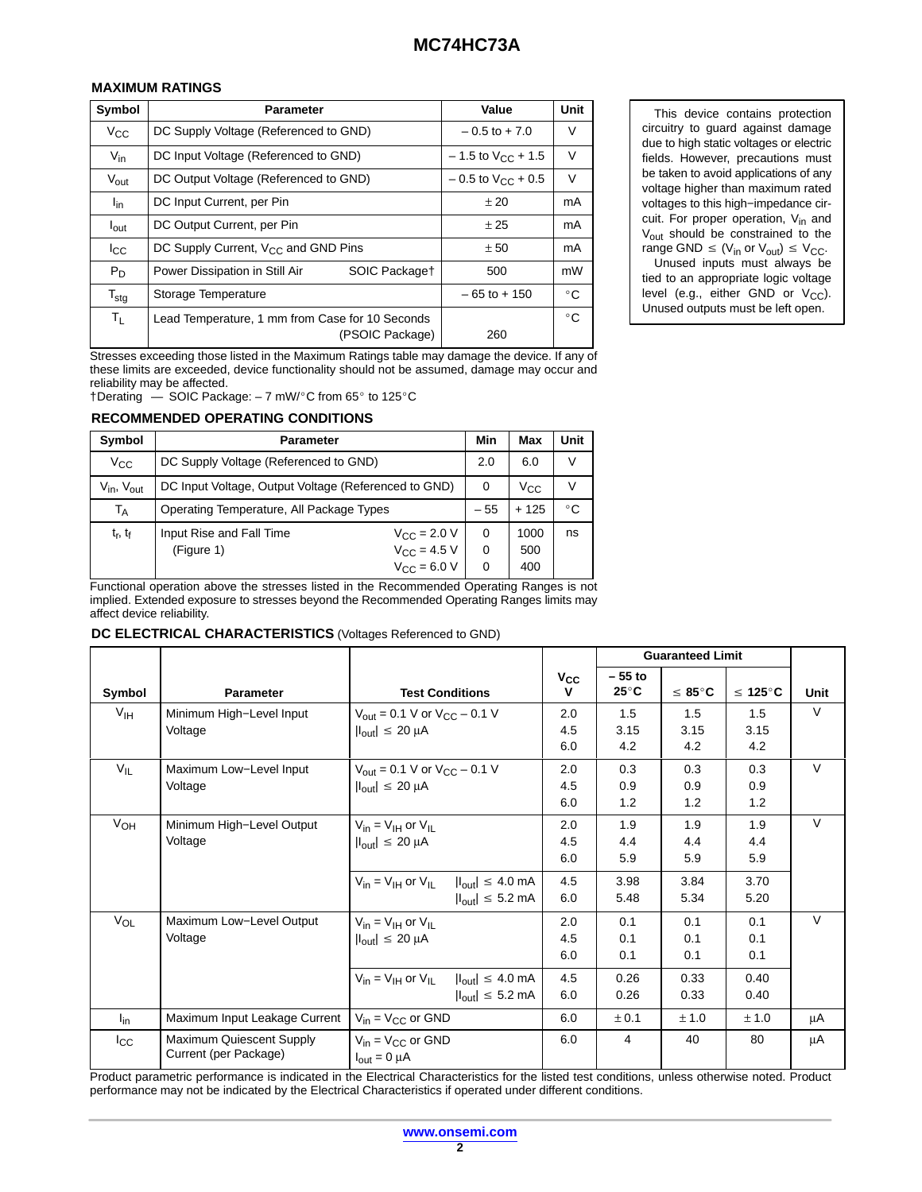### MAXIMUM RATINGS

| Symbol | Parameter | Value | Unit |
|---|---|---|---|
| $V_{CC}$ | DC Supply Voltage (Referenced to GND) | – 0.5 to + 7.0 | V |
| $V_{in}$ | DC Input Voltage (Referenced to GND) | – 1.5 to $V_{CC}$ + 1.5 | V |
| $V_{out}$ | DC Output Voltage (Referenced to GND) | – 0.5 to $V_{CC}$ + 0.5 | V |
| $I_{in}$ | DC Input Current, per Pin | ± 20 | mA |
| $I_{out}$ | DC Output Current, per Pin | ± 25 | mA |
| $I_{CC}$ | DC Supply Current, $V_{CC}$ and GND Pins | ± 50 | mA |
| $P_D$ | Power Dissipation in Still Air SOIC Package† | 500 | mW |
| $T_{stg}$ | Storage Temperature | – 65 to + 150 | °C |
| $T_L$ | Lead Temperature, 1 mm from Case for 10 Seconds (PSOIC Package) | 260 | °C |

Stresses exceeding those listed in the Maximum Ratings table may damage the device. If any of these limits are exceeded, device functionality should not be assumed, damage may occur and reliability may be affected.
†Derating — SOIC Package: – 7 mW/°C from 65° to 125°C

This device contains protection circuitry to guard against damage due to high static voltages or electric fields. However, precautions must be taken to avoid applications of any voltage higher than maximum rated voltages to this high−impedance circuit. For proper operation, $V_{in}$ and $V_{out}$ should be constrained to the range GND ≤ ($V_{in}$ or $V_{out}$) ≤ $V_{CC}$.
Unused inputs must always be tied to an appropriate logic voltage level (e.g., either GND or $V_{CC}$). Unused outputs must be left open.

### RECOMMENDED OPERATING CONDITIONS

| Symbol | Parameter | | Min | Max | Unit |
|---|---|---|---|---|---|
| $V_{CC}$ | DC Supply Voltage (Referenced to GND) | | 2.0 | 6.0 | V |
| $V_{in}$, $V_{out}$ | DC Input Voltage, Output Voltage (Referenced to GND) | | 0 | $V_{CC}$ | V |
| $T_A$ | Operating Temperature, All Package Types | | – 55 | + 125 | °C |
| $t_r$, $t_f$ | Input Rise and Fall Time (Figure 1) | $V_{CC}$ = 2.0 V | 0 | 1000 | ns |
| | | $V_{CC}$ = 4.5 V | 0 | 500 | |
| | | $V_{CC}$ = 6.0 V | 0 | 400 | |

Functional operation above the stresses listed in the Recommended Operating Ranges is not implied. Extended exposure to stresses beyond the Recommended Operating Ranges limits may affect device reliability.

### DC ELECTRICAL CHARACTERISTICS (Voltages Referenced to GND)

| Symbol | Parameter | Test Conditions | $V_{CC}$ V | Guaranteed Limit – 55 to 25°C | ≤ 85°C | ≤ 125°C | Unit |
|---|---|---|---|---|---|---|---|
| $V_{IH}$ | Minimum High−Level Input Voltage | $V_{out}$ = 0.1 V or $V_{CC}$ – 0.1 V; $\|I_{out}\|$ ≤ 20 μA | 2.0 | 1.5 | 1.5 | 1.5 | V |
| | | | 4.5 | 3.15 | 3.15 | 3.15 | |
| | | | 6.0 | 4.2 | 4.2 | 4.2 | |
| $V_{IL}$ | Maximum Low−Level Input Voltage | $V_{out}$ = 0.1 V or $V_{CC}$ – 0.1 V; $\|I_{out}\|$ ≤ 20 μA | 2.0 | 0.3 | 0.3 | 0.3 | V |
| | | | 4.5 | 0.9 | 0.9 | 0.9 | |
| | | | 6.0 | 1.2 | 1.2 | 1.2 | |
| $V_{OH}$ | Minimum High−Level Output Voltage | $V_{in}$ = $V_{IH}$ or $V_{IL}$; $\|I_{out}\|$ ≤ 20 μA | 2.0 | 1.9 | 1.9 | 1.9 | V |
| | | | 4.5 | 4.4 | 4.4 | 4.4 | |
| | | | 6.0 | 5.9 | 5.9 | 5.9 | |
| | | $V_{in}$ = $V_{IH}$ or $V_{IL}$; $\|I_{out}\|$ ≤ 4.0 mA | 4.5 | 3.98 | 3.84 | 3.70 | |
| | | $\|I_{out}\|$ ≤ 5.2 mA | 6.0 | 5.48 | 5.34 | 5.20 | |
| $V_{OL}$ | Maximum Low−Level Output Voltage | $V_{in}$ = $V_{IH}$ or $V_{IL}$; $\|I_{out}\|$ ≤ 20 μA | 2.0 | 0.1 | 0.1 | 0.1 | V |
| | | | 4.5 | 0.1 | 0.1 | 0.1 | |
| | | | 6.0 | 0.1 | 0.1 | 0.1 | |
| | | $V_{in}$ = $V_{IH}$ or $V_{IL}$; $\|I_{out}\|$ ≤ 4.0 mA | 4.5 | 0.26 | 0.33 | 0.40 | |
| | | $\|I_{out}\|$ ≤ 5.2 mA | 6.0 | 0.26 | 0.33 | 0.40 | |
| $I_{in}$ | Maximum Input Leakage Current | $V_{in}$ = $V_{CC}$ or GND | 6.0 | ± 0.1 | ± 1.0 | ± 1.0 | μA |
| $I_{CC}$ | Maximum Quiescent Supply Current (per Package) | $V_{in}$ = $V_{CC}$ or GND; $I_{out}$ = 0 μA | 6.0 | 4 | 40 | 80 | μA |

Product parametric performance is indicated in the Electrical Characteristics for the listed test conditions, unless otherwise noted. Product performance may not be indicated by the Electrical Characteristics if operated under different conditions.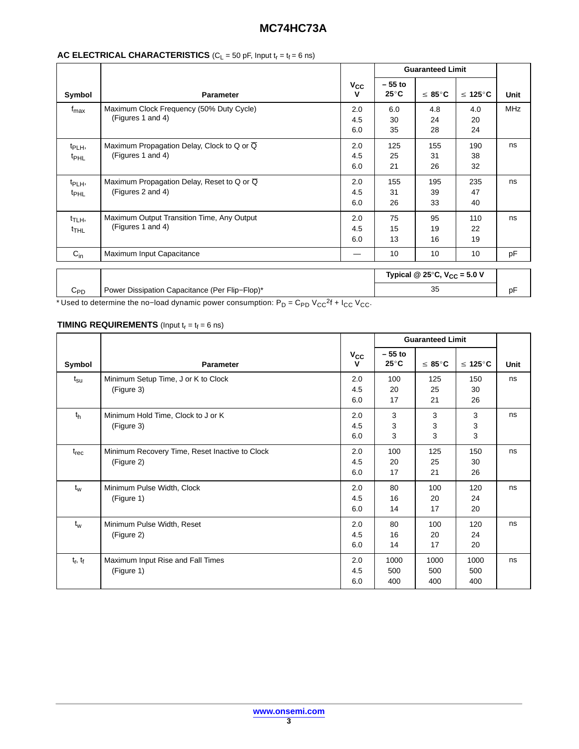**AC ELECTRICAL CHARACTERISTICS** ($C_L$ = 50 pF, Input $t_r$ = $t_f$ = 6 ns)

| Symbol | Parameter | $V_{CC}$ V | Guaranteed Limit – 55 to 25°C | ≤ 85°C | ≤ 125°C | Unit |
|---|---|---|---|---|---|---|
| $f_{max}$ | Maximum Clock Frequency (50% Duty Cycle) (Figures 1 and 4) | 2.0<br>4.5<br>6.0 | 6.0<br>30<br>35 | 4.8<br>24<br>28 | 4.0<br>20<br>24 | MHz |
| $t_{PLH}$, $t_{PHL}$ | Maximum Propagation Delay, Clock to Q or $\overline{Q}$ (Figures 1 and 4) | 2.0<br>4.5<br>6.0 | 125<br>25<br>21 | 155<br>31<br>26 | 190<br>38<br>32 | ns |
| $t_{PLH}$, $t_{PHL}$ | Maximum Propagation Delay, Reset to Q or $\overline{Q}$ (Figures 2 and 4) | 2.0<br>4.5<br>6.0 | 155<br>31<br>26 | 195<br>39<br>33 | 235<br>47<br>40 | ns |
| $t_{TLH}$, $t_{THL}$ | Maximum Output Transition Time, Any Output (Figures 1 and 4) | 2.0<br>4.5<br>6.0 | 75<br>15<br>13 | 95<br>19<br>16 | 110<br>22<br>19 | ns |
| $C_{in}$ | Maximum Input Capacitance | — | 10 | 10 | 10 | pF |

| | | Typical @ 25°C, $V_{CC}$ = 5.0 V | |
|---|---|---|---|
| $C_{PD}$ | Power Dissipation Capacitance (Per Flip−Flop)* | 35 | pF |

* Used to determine the no−load dynamic power consumption: $P_D = C_{PD} V_{CC}^2 f + I_{CC} V_{CC}$.

**TIMING REQUIREMENTS** (Input $t_r$ = $t_f$ = 6 ns)

| Symbol | Parameter | $V_{CC}$ V | Guaranteed Limit – 55 to 25°C | ≤ 85°C | ≤ 125°C | Unit |
|---|---|---|---|---|---|---|
| $t_{su}$ | Minimum Setup Time, J or K to Clock (Figure 3) | 2.0<br>4.5<br>6.0 | 100<br>20<br>17 | 125<br>25<br>21 | 150<br>30<br>26 | ns |
| $t_h$ | Minimum Hold Time, Clock to J or K (Figure 3) | 2.0<br>4.5<br>6.0 | 3<br>3<br>3 | 3<br>3<br>3 | 3<br>3<br>3 | ns |
| $t_{rec}$ | Minimum Recovery Time, Reset Inactive to Clock (Figure 2) | 2.0<br>4.5<br>6.0 | 100<br>20<br>17 | 125<br>25<br>21 | 150<br>30<br>26 | ns |
| $t_w$ | Minimum Pulse Width, Clock (Figure 1) | 2.0<br>4.5<br>6.0 | 80<br>16<br>14 | 100<br>20<br>17 | 120<br>24<br>20 | ns |
| $t_w$ | Minimum Pulse Width, Reset (Figure 2) | 2.0<br>4.5<br>6.0 | 80<br>16<br>14 | 100<br>20<br>17 | 120<br>24<br>20 | ns |
| $t_r$, $t_f$ | Maximum Input Rise and Fall Times (Figure 1) | 2.0<br>4.5<br>6.0 | 1000<br>500<br>400 | 1000<br>500<br>400 | 1000<br>500<br>400 | ns |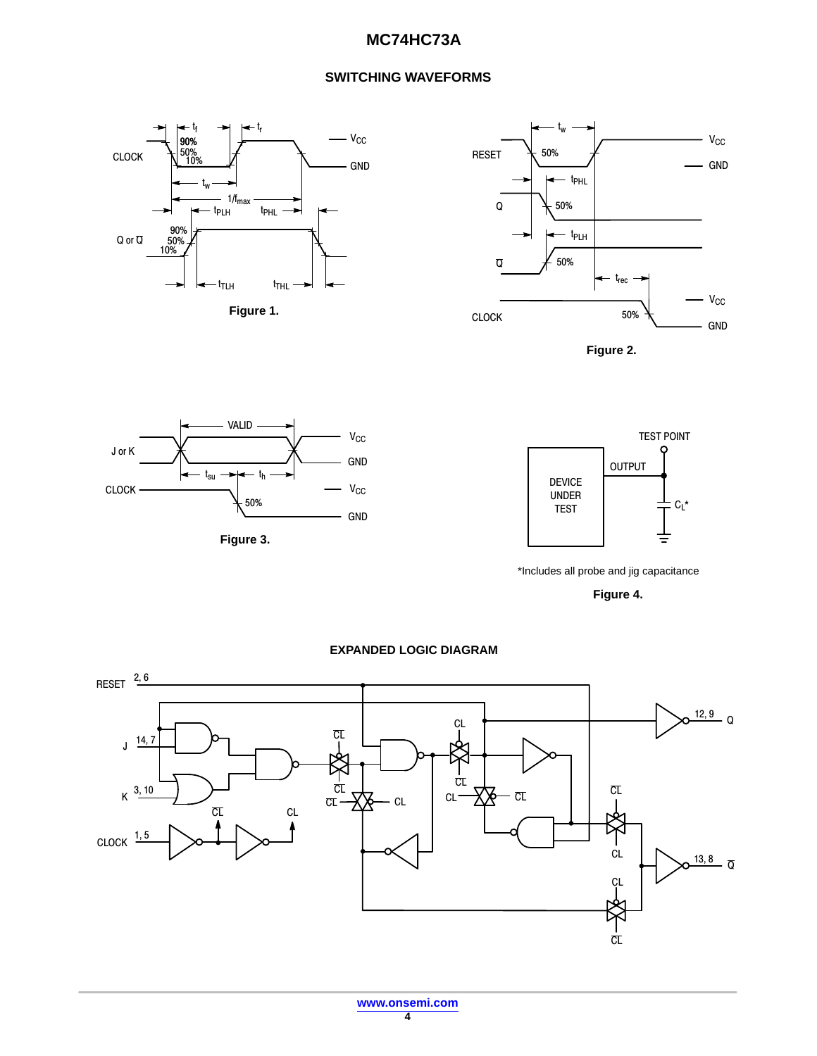## SWITCHING WAVEFORMS

**Figure 1.**

**Figure 2.**

**Figure 3.**

*Includes all probe and jig capacitance

**Figure 4.**

## EXPANDED LOGIC DIAGRAM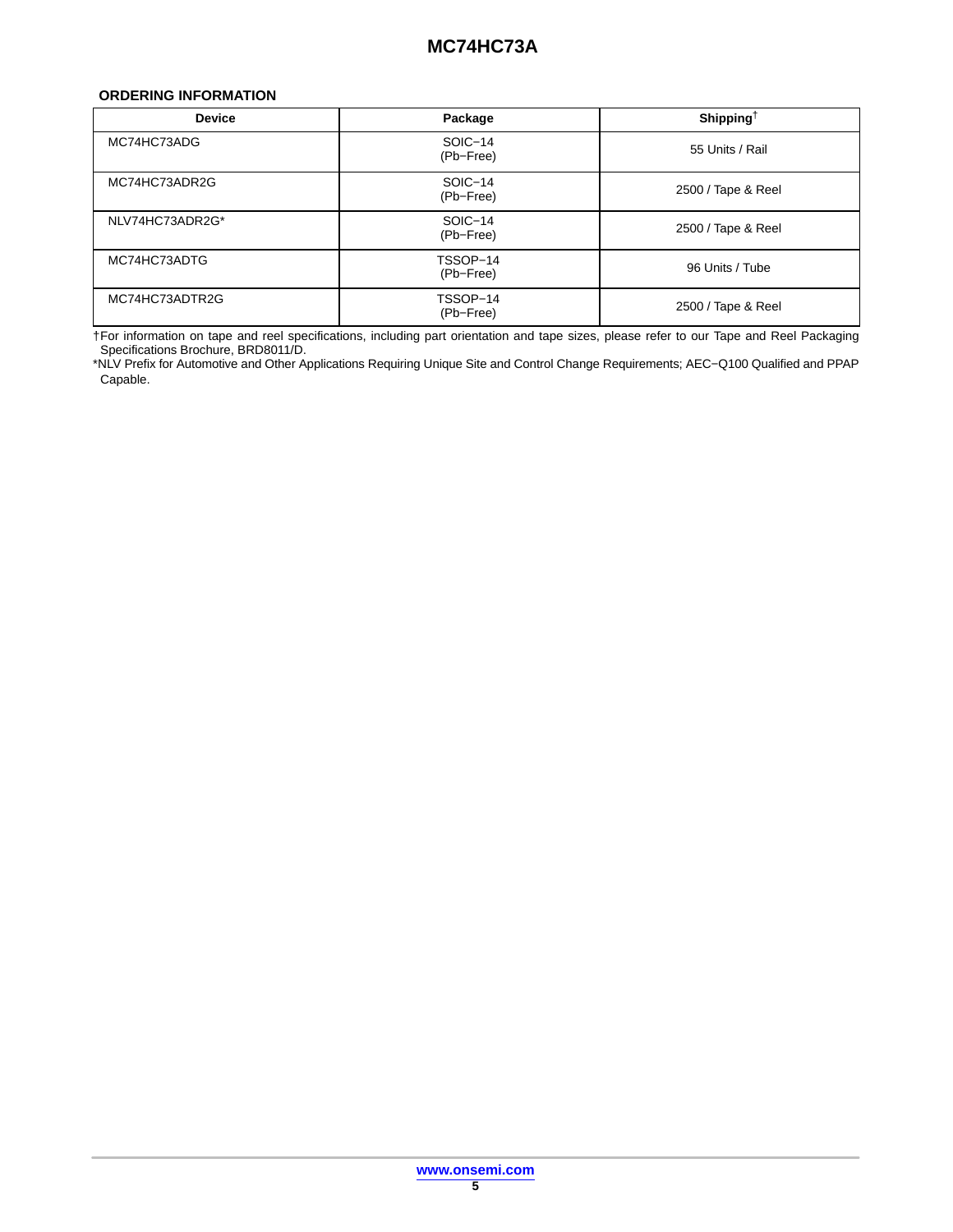## ORDERING INFORMATION

| Device | Package | Shipping† |
|---|---|---|
| MC74HC73ADG | SOIC−14 (Pb−Free) | 55 Units / Rail |
| MC74HC73ADR2G | SOIC−14 (Pb−Free) | 2500 / Tape & Reel |
| NLV74HC73ADR2G* | SOIC−14 (Pb−Free) | 2500 / Tape & Reel |
| MC74HC73ADTG | TSSOP−14 (Pb−Free) | 96 Units / Tube |
| MC74HC73ADTR2G | TSSOP−14 (Pb−Free) | 2500 / Tape & Reel |

†For information on tape and reel specifications, including part orientation and tape sizes, please refer to our Tape and Reel Packaging Specifications Brochure, BRD8011/D.

*NLV Prefix for Automotive and Other Applications Requiring Unique Site and Control Change Requirements; AEC−Q100 Qualified and PPAP Capable.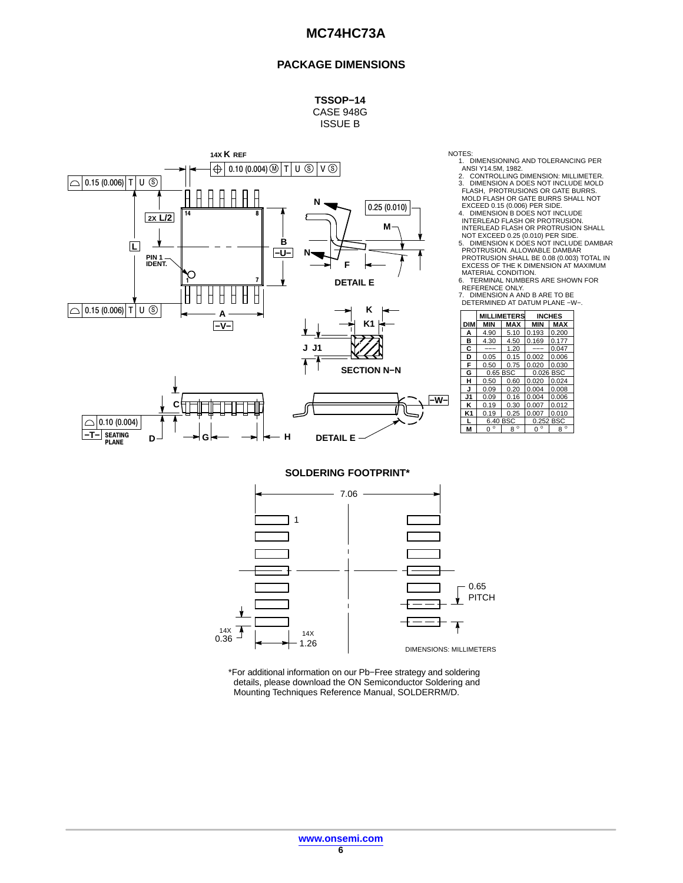## PACKAGE DIMENSIONS

**TSSOP−14**
CASE 948G
ISSUE B

NOTES:
1. DIMENSIONING AND TOLERANCING PER ANSI Y14.5M, 1982.
2. CONTROLLING DIMENSION: MILLIMETER.
3. DIMENSION A DOES NOT INCLUDE MOLD FLASH, PROTRUSIONS OR GATE BURRS. MOLD FLASH OR GATE BURRS SHALL NOT EXCEED 0.15 (0.006) PER SIDE.
4. DIMENSION B DOES NOT INCLUDE INTERLEAD FLASH OR PROTRUSION. INTERLEAD FLASH OR PROTRUSION SHALL NOT EXCEED 0.25 (0.010) PER SIDE.
5. DIMENSION K DOES NOT INCLUDE DAMBAR PROTRUSION. ALLOWABLE DAMBAR PROTRUSION SHALL BE 0.08 (0.003) TOTAL IN EXCESS OF THE K DIMENSION AT MAXIMUM MATERIAL CONDITION.
6. TERMINAL NUMBERS ARE SHOWN FOR REFERENCE ONLY.
7. DIMENSION A AND B ARE TO BE DETERMINED AT DATUM PLANE −W−.

| DIM | MILLIMETERS MIN | MILLIMETERS MAX | INCHES MIN | INCHES MAX |
|---|---|---|---|---|
| A | 4.90 | 5.10 | 0.193 | 0.200 |
| B | 4.30 | 4.50 | 0.169 | 0.177 |
| C | --- | 1.20 | --- | 0.047 |
| D | 0.05 | 0.15 | 0.002 | 0.006 |
| F | 0.50 | 0.75 | 0.020 | 0.030 |
| G | 0.65 BSC | | 0.026 BSC | |
| H | 0.50 | 0.60 | 0.020 | 0.024 |
| J | 0.09 | 0.20 | 0.004 | 0.008 |
| J1 | 0.09 | 0.16 | 0.004 | 0.006 |
| K | 0.19 | 0.30 | 0.007 | 0.012 |
| K1 | 0.19 | 0.25 | 0.007 | 0.010 |
| L | 6.40 BSC | | 0.252 BSC | |
| M | 0° | 8° | 0° | 8° |

**SOLDERING FOOTPRINT***

DIMENSIONS: MILLIMETERS

*For additional information on our Pb−Free strategy and soldering details, please download the ON Semiconductor Soldering and Mounting Techniques Reference Manual, SOLDERRM/D.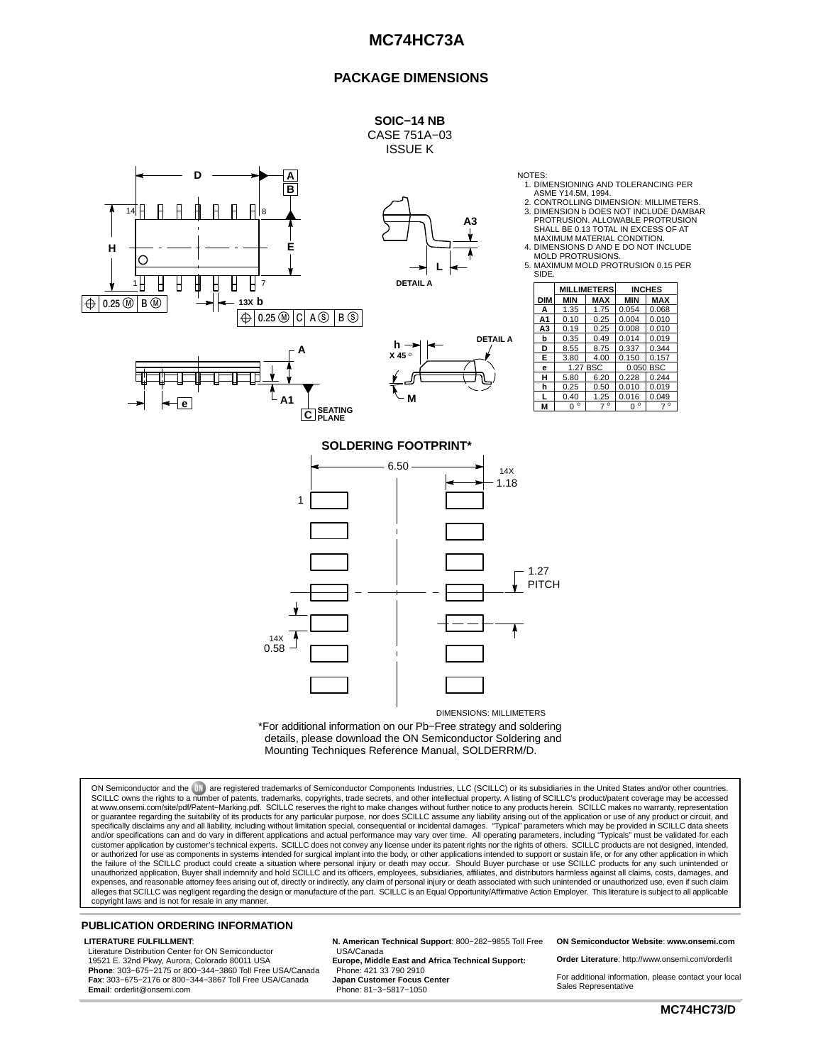## PACKAGE DIMENSIONS

**SOIC−14 NB**
CASE 751A−03
ISSUE K

D
A
B
14
8
H
E
1
7
0.25 Ⓜ B Ⓜ
13X b
0.25 Ⓜ C A Ⓢ B Ⓢ
A3
L
DETAIL A
h
X 45°
DETAIL A
M
A
A1
e
C SEATING PLANE

NOTES:
1. DIMENSIONING AND TOLERANCING PER ASME Y14.5M, 1994.
2. CONTROLLING DIMENSION: MILLIMETERS.
3. DIMENSION b DOES NOT INCLUDE DAMBAR PROTRUSION. ALLOWABLE PROTRUSION SHALL BE 0.13 TOTAL IN EXCESS OF AT MAXIMUM MATERIAL CONDITION.
4. DIMENSIONS D AND E DO NOT INCLUDE MOLD PROTRUSIONS.
5. MAXIMUM MOLD PROTRUSION 0.15 PER SIDE.

| | MILLIMETERS | | INCHES | |
|---|---|---|---|---|
| DIM | MIN | MAX | MIN | MAX |
| A | 1.35 | 1.75 | 0.054 | 0.068 |
| A1 | 0.10 | 0.25 | 0.004 | 0.010 |
| A3 | 0.19 | 0.25 | 0.008 | 0.010 |
| b | 0.35 | 0.49 | 0.014 | 0.019 |
| D | 8.55 | 8.75 | 0.337 | 0.344 |
| E | 3.80 | 4.00 | 0.150 | 0.157 |
| e | 1.27 BSC | | 0.050 BSC | |
| H | 5.80 | 6.20 | 0.228 | 0.244 |
| h | 0.25 | 0.50 | 0.010 | 0.019 |
| L | 0.40 | 1.25 | 0.016 | 0.049 |
| M | 0° | 7° | 0° | 7° |

### SOLDERING FOOTPRINT*

6.50
14X
1.18
1
1.27
PITCH
14X
0.58

DIMENSIONS: MILLIMETERS

*For additional information on our Pb−Free strategy and soldering details, please download the ON Semiconductor Soldering and Mounting Techniques Reference Manual, SOLDERRM/D.

ON Semiconductor and the ON logo are registered trademarks of Semiconductor Components Industries, LLC (SCILLC) or its subsidiaries in the United States and/or other countries. SCILLC owns the rights to a number of patents, trademarks, copyrights, trade secrets, and other intellectual property. A listing of SCILLC's product/patent coverage may be accessed at www.onsemi.com/site/pdf/Patent−Marking.pdf. SCILLC reserves the right to make changes without further notice to any products herein. SCILLC makes no warranty, representation or guarantee regarding the suitability of its products for any particular purpose, nor does SCILLC assume any liability arising out of the application or use of any product or circuit, and specifically disclaims any and all liability, including without limitation special, consequential or incidental damages. "Typical" parameters which may be provided in SCILLC data sheets and/or specifications can and do vary in different applications and actual performance may vary over time. All operating parameters, including "Typicals" must be validated for each customer application by customer's technical experts. SCILLC does not convey any license under its patent rights nor the rights of others. SCILLC products are not designed, intended, or authorized for use as components in systems intended for surgical implant into the body, or other applications intended to support or sustain life, or for any other application in which the failure of the SCILLC product could create a situation where personal injury or death may occur. Should Buyer purchase or use SCILLC products for any such unintended or unauthorized application, Buyer shall indemnify and hold SCILLC and its officers, employees, subsidiaries, affiliates, and distributors harmless against all claims, costs, damages, and expenses, and reasonable attorney fees arising out of, directly or indirectly, any claim of personal injury or death associated with such unintended or unauthorized use, even if such claim alleges that SCILLC was negligent regarding the design or manufacture of the part. SCILLC is an Equal Opportunity/Affirmative Action Employer. This literature is subject to all applicable copyright laws and is not for resale in any manner.

### PUBLICATION ORDERING INFORMATION

**LITERATURE FULFILLMENT**:
Literature Distribution Center for ON Semiconductor
19521 E. 32nd Pkwy, Aurora, Colorado 80011 USA
**Phone**: 303−675−2175 or 800−344−3860 Toll Free USA/Canada
**Fax**: 303−675−2176 or 800−344−3867 Toll Free USA/Canada
**Email**: orderlit@onsemi.com

**N. American Technical Support**: 800−282−9855 Toll Free USA/Canada
**Europe, Middle East and Africa Technical Support:**
Phone: 421 33 790 2910
**Japan Customer Focus Center**
Phone: 81−3−5817−1050

**ON Semiconductor Website**: **www.onsemi.com**

**Order Literature**: http://www.onsemi.com/orderlit

For additional information, please contact your local Sales Representative

**MC74HC73/D**